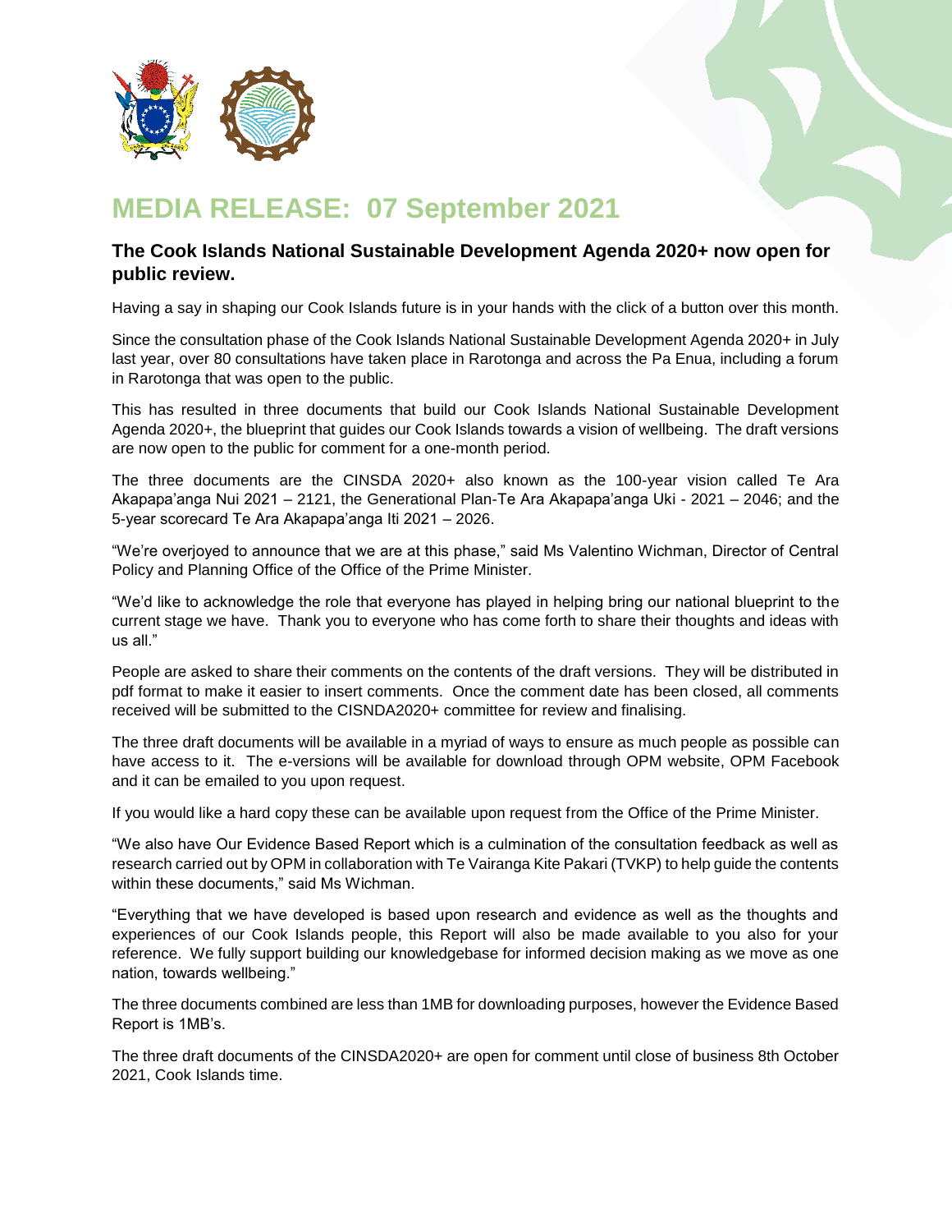# MEDIA RELEASE: 07 September 2021

## The Cook Islands National Sustainable Development Agenda 2020+ now open for public review.

Having a say in shaping our Cook Islands future is in your hands with the click of a button over this month.

Since the consultation phase of the Cook Islands National Sustainable Development Agenda 2020+ in July last year, over 80 consultations have taken place in Rarotonga and across the Pa Enua, including a forum in Rarotonga that was open to the public.

This has resulted in three documents that build our Cook Islands National Sustainable Development Agenda 2020+, the blueprint that guides our Cook Islands towards a vision of wellbeing. The draft versions are now open to the public for comment for a one-month period.

The three documents are the CINSDA 2020+ also known as the 100-year vision called Te Ara Akapapa'anga Nui 2021 – 2121, the Generational Plan-Te Ara Akapapa'anga Uki - 2021 – 2046; and the 5-year scorecard Te Ara Akapapa'anga Iti 2021 – 2026.

"We're overjoyed to announce that we are at this phase," said Ms Valentino Wichman, Director of Central Policy and Planning Office of the Office of the Prime Minister.

"We'd like to acknowledge the role that everyone has played in helping bring our national blueprint to the current stage we have. Thank you to everyone who has come forth to share their thoughts and ideas with us all."

People are asked to share their comments on the contents of the draft versions. They will be distributed in pdf format to make it easier to insert comments. Once the comment date has been closed, all comments received will be submitted to the CISNDA2020+ committee for review and finalising.

The three draft documents will be available in a myriad of ways to ensure as much people as possible can have access to it. The e-versions will be available for download through OPM website, OPM Facebook and it can be emailed to you upon request.

If you would like a hard copy these can be available upon request from the Office of the Prime Minister.

"We also have Our Evidence Based Report which is a culmination of the consultation feedback as well as research carried out by OPM in collaboration with Te Vairanga Kite Pakari (TVKP) to help guide the contents within these documents," said Ms Wichman.

"Everything that we have developed is based upon research and evidence as well as the thoughts and experiences of our Cook Islands people, this Report will also be made available to you also for your reference. We fully support building our knowledgebase for informed decision making as we move as one nation, towards wellbeing."

The three documents combined are less than 1MB for downloading purposes, however the Evidence Based Report is 1MB's.

The three draft documents of the CINSDA2020+ are open for comment until close of business 8th October 2021, Cook Islands time.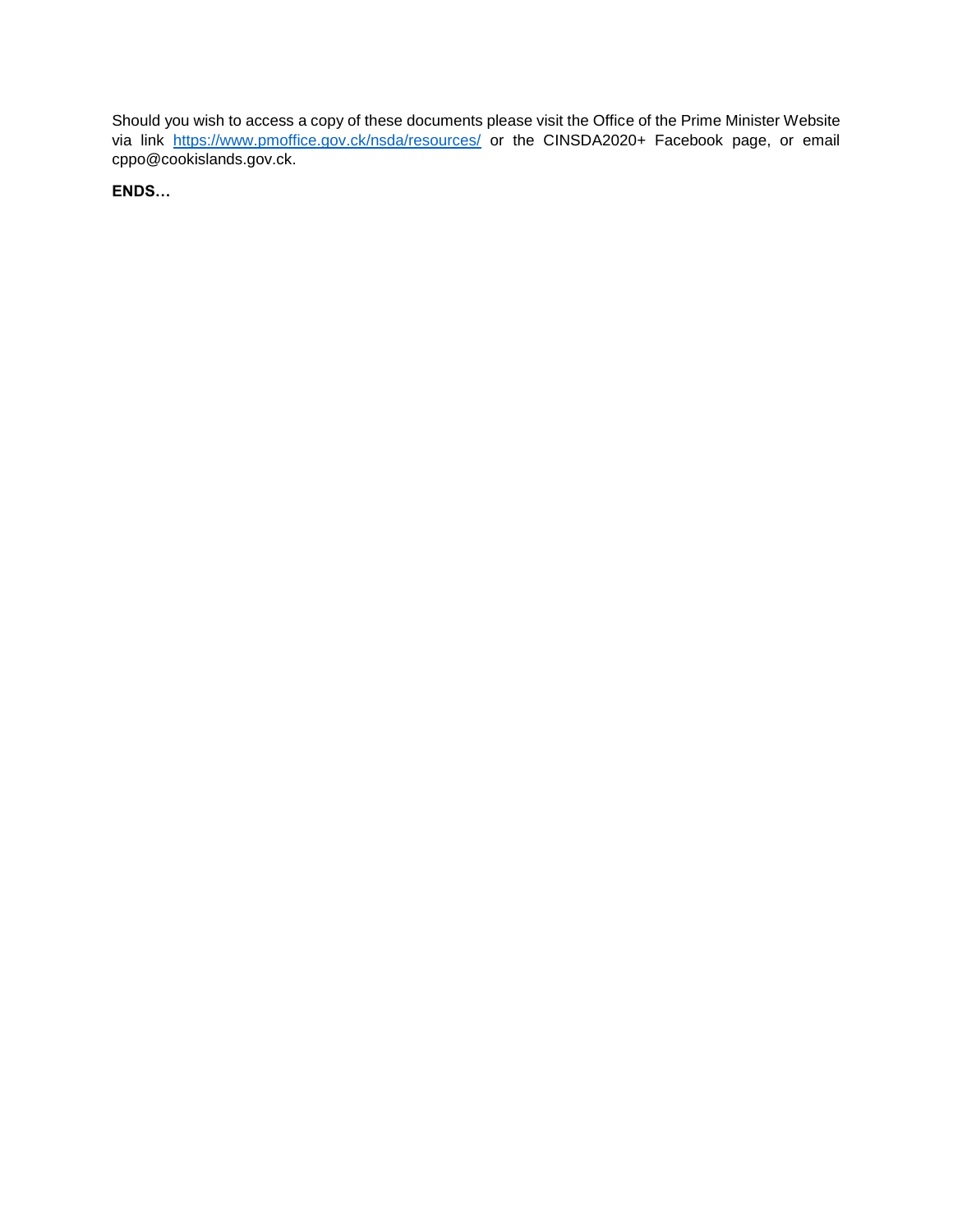Should you wish to access a copy of these documents please visit the Office of the Prime Minister Website via link https://www.pmoffice.gov.ck/nsda/resources/ or the CINSDA2020+ Facebook page, or email cppo@cookislands.gov.ck.

**ENDS…**